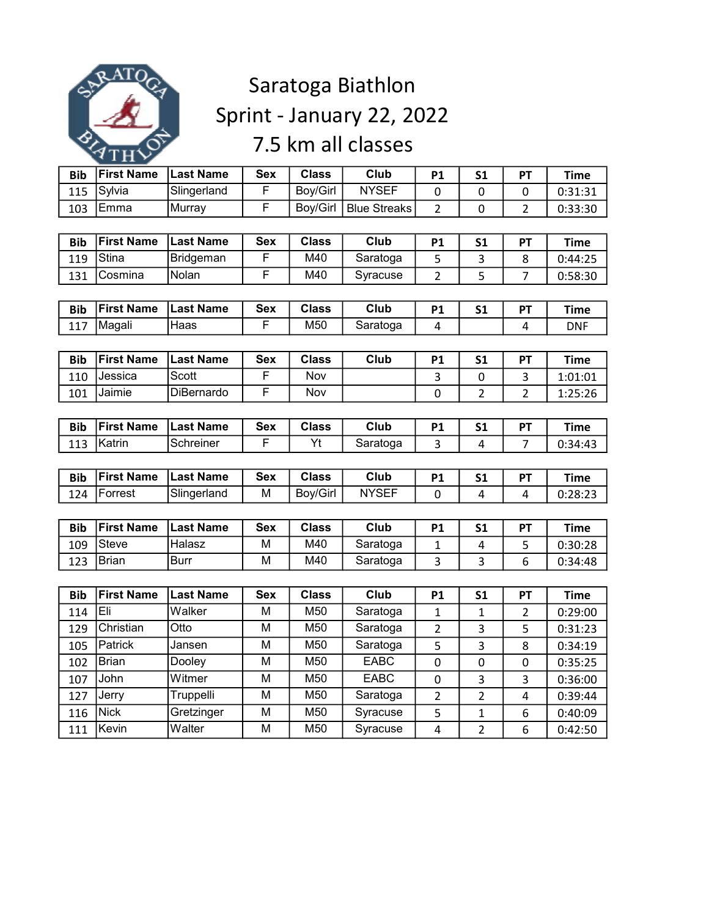# Saratoga Biathlon

## Sprint - January 22, 2022

## 7.5 km all classes

| Bib | First Name | Last Name | Sex | Class | Club | P1 | S1 | PT | Time |
|---|---|---|---|---|---|---|---|---|---|
| 115 | Sylvia | Slingerland | F | Boy/Girl | NYSEF | 0 | 0 | 0 | 0:31:31 |
| 103 | Emma | Murray | F | Boy/Girl | Blue Streaks | 2 | 0 | 2 | 0:33:30 |

| Bib | First Name | Last Name | Sex | Class | Club | P1 | S1 | PT | Time |
|---|---|---|---|---|---|---|---|---|---|
| 119 | Stina | Bridgeman | F | M40 | Saratoga | 5 | 3 | 8 | 0:44:25 |
| 131 | Cosmina | Nolan | F | M40 | Syracuse | 2 | 5 | 7 | 0:58:30 |

| Bib | First Name | Last Name | Sex | Class | Club | P1 | S1 | PT | Time |
|---|---|---|---|---|---|---|---|---|---|
| 117 | Magali | Haas | F | M50 | Saratoga | 4 | | 4 | DNF |

| Bib | First Name | Last Name | Sex | Class | Club | P1 | S1 | PT | Time |
|---|---|---|---|---|---|---|---|---|---|
| 110 | Jessica | Scott | F | Nov | | 3 | 0 | 3 | 1:01:01 |
| 101 | Jaimie | DiBernardo | F | Nov | | 0 | 2 | 2 | 1:25:26 |

| Bib | First Name | Last Name | Sex | Class | Club | P1 | S1 | PT | Time |
|---|---|---|---|---|---|---|---|---|---|
| 113 | Katrin | Schreiner | F | Yt | Saratoga | 3 | 4 | 7 | 0:34:43 |

| Bib | First Name | Last Name | Sex | Class | Club | P1 | S1 | PT | Time |
|---|---|---|---|---|---|---|---|---|---|
| 124 | Forrest | Slingerland | M | Boy/Girl | NYSEF | 0 | 4 | 4 | 0:28:23 |

| Bib | First Name | Last Name | Sex | Class | Club | P1 | S1 | PT | Time |
|---|---|---|---|---|---|---|---|---|---|
| 109 | Steve | Halasz | M | M40 | Saratoga | 1 | 4 | 5 | 0:30:28 |
| 123 | Brian | Burr | M | M40 | Saratoga | 3 | 3 | 6 | 0:34:48 |

| Bib | First Name | Last Name | Sex | Class | Club | P1 | S1 | PT | Time |
|---|---|---|---|---|---|---|---|---|---|
| 114 | Eli | Walker | M | M50 | Saratoga | 1 | 1 | 2 | 0:29:00 |
| 129 | Christian | Otto | M | M50 | Saratoga | 2 | 3 | 5 | 0:31:23 |
| 105 | Patrick | Jansen | M | M50 | Saratoga | 5 | 3 | 8 | 0:34:19 |
| 102 | Brian | Dooley | M | M50 | EABC | 0 | 0 | 0 | 0:35:25 |
| 107 | John | Witmer | M | M50 | EABC | 0 | 3 | 3 | 0:36:00 |
| 127 | Jerry | Truppelli | M | M50 | Saratoga | 2 | 2 | 4 | 0:39:44 |
| 116 | Nick | Gretzinger | M | M50 | Syracuse | 5 | 1 | 6 | 0:40:09 |
| 111 | Kevin | Walter | M | M50 | Syracuse | 4 | 2 | 6 | 0:42:50 |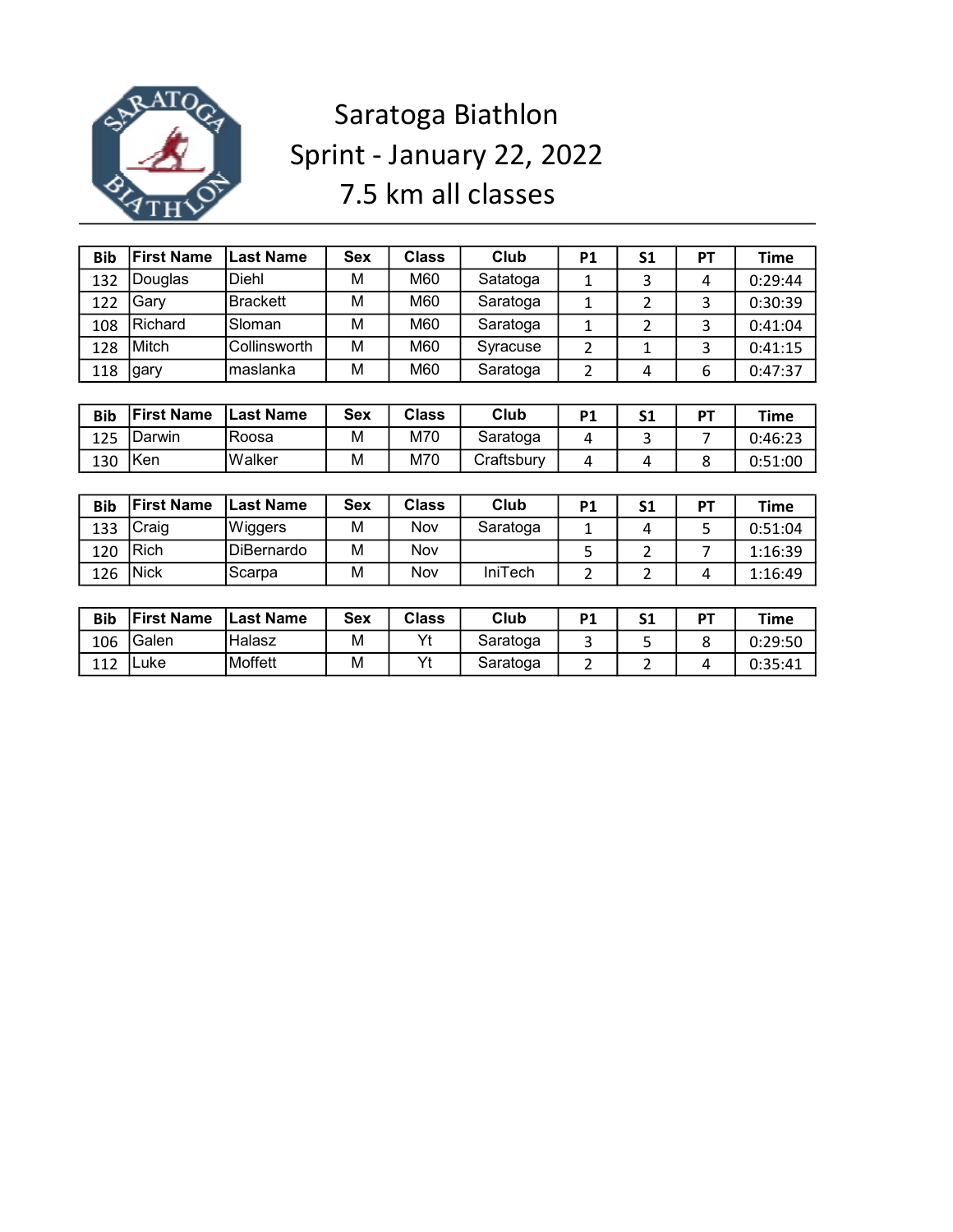# Saratoga Biathlon

## Sprint - January 22, 2022

## 7.5 km all classes

| Bib | First Name | Last Name | Sex | Class | Club | P1 | S1 | PT | Time |
|---|---|---|---|---|---|---|---|---|---|
| 132 | Douglas | Diehl | M | M60 | Satatoga | 1 | 3 | 4 | 0:29:44 |
| 122 | Gary | Brackett | M | M60 | Saratoga | 1 | 2 | 3 | 0:30:39 |
| 108 | Richard | Sloman | M | M60 | Saratoga | 1 | 2 | 3 | 0:41:04 |
| 128 | Mitch | Collinsworth | M | M60 | Syracuse | 2 | 1 | 3 | 0:41:15 |
| 118 | gary | maslanka | M | M60 | Saratoga | 2 | 4 | 6 | 0:47:37 |

| Bib | First Name | Last Name | Sex | Class | Club | P1 | S1 | PT | Time |
|---|---|---|---|---|---|---|---|---|---|
| 125 | Darwin | Roosa | M | M70 | Saratoga | 4 | 3 | 7 | 0:46:23 |
| 130 | Ken | Walker | M | M70 | Craftsbury | 4 | 4 | 8 | 0:51:00 |

| Bib | First Name | Last Name | Sex | Class | Club | P1 | S1 | PT | Time |
|---|---|---|---|---|---|---|---|---|---|
| 133 | Craig | Wiggers | M | Nov | Saratoga | 1 | 4 | 5 | 0:51:04 |
| 120 | Rich | DiBernardo | M | Nov | | 5 | 2 | 7 | 1:16:39 |
| 126 | Nick | Scarpa | M | Nov | IniTech | 2 | 2 | 4 | 1:16:49 |

| Bib | First Name | Last Name | Sex | Class | Club | P1 | S1 | PT | Time |
|---|---|---|---|---|---|---|---|---|---|
| 106 | Galen | Halasz | M | Yt | Saratoga | 3 | 5 | 8 | 0:29:50 |
| 112 | Luke | Moffett | M | Yt | Saratoga | 2 | 2 | 4 | 0:35:41 |